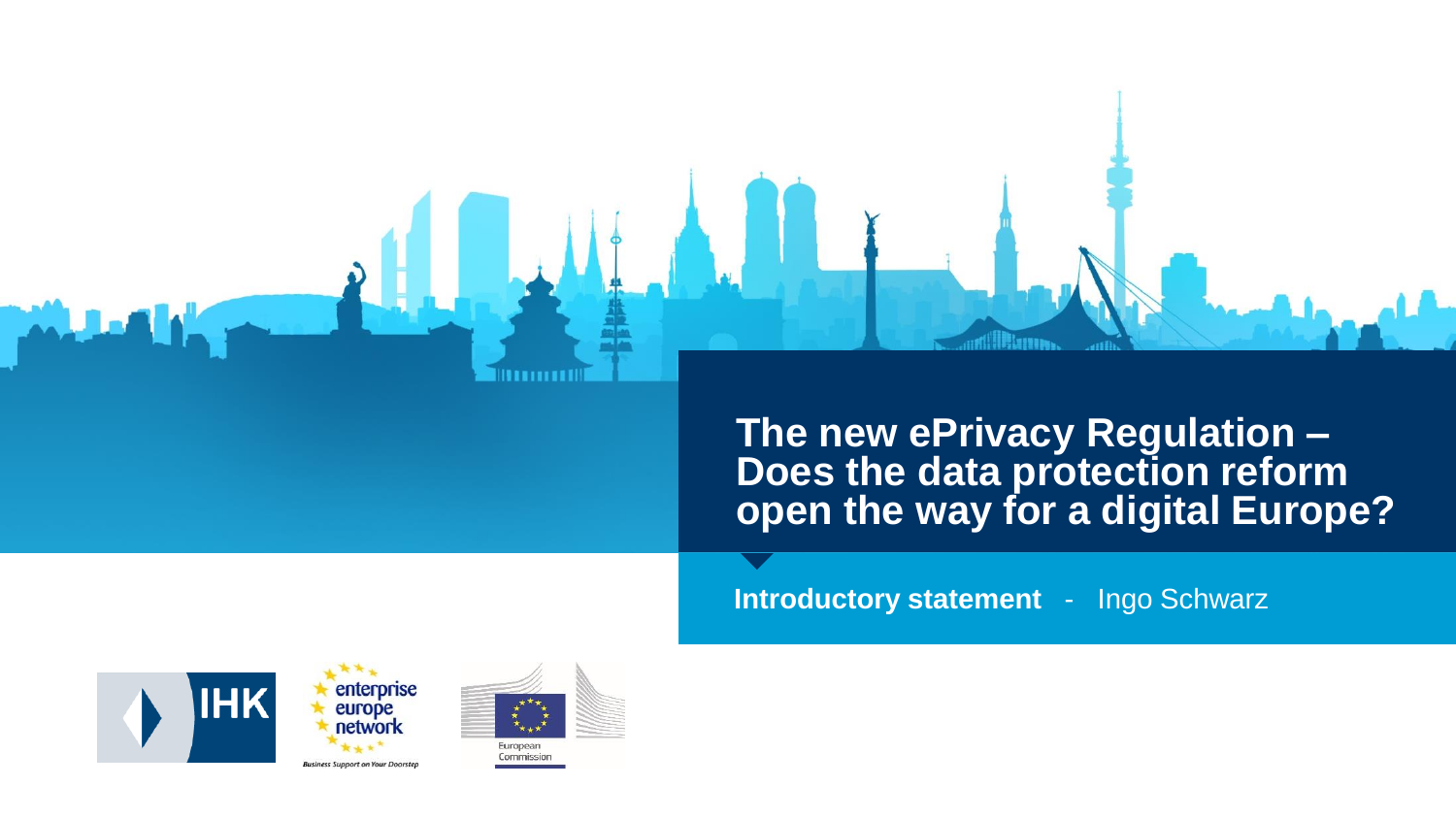# The new ePrivacy Regulation – Does the data protection reform open the way for a digital Europe?

**Introductory statement** - Ingo Schwarz

IHK

enterprise europe network

*Business Support on Your Doorstep*

European Commission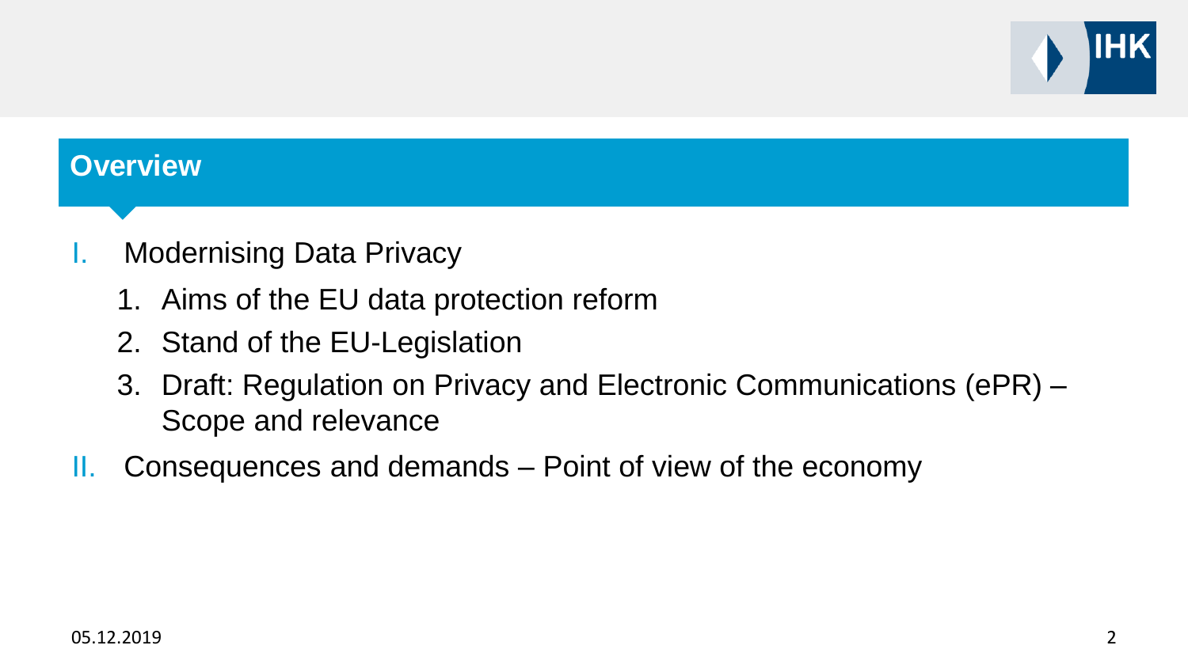## Overview

I. Modernising Data Privacy
   1. Aims of the EU data protection reform
   2. Stand of the EU-Legislation
   3. Draft: Regulation on Privacy and Electronic Communications (ePR) – Scope and relevance

II. Consequences and demands – Point of view of the economy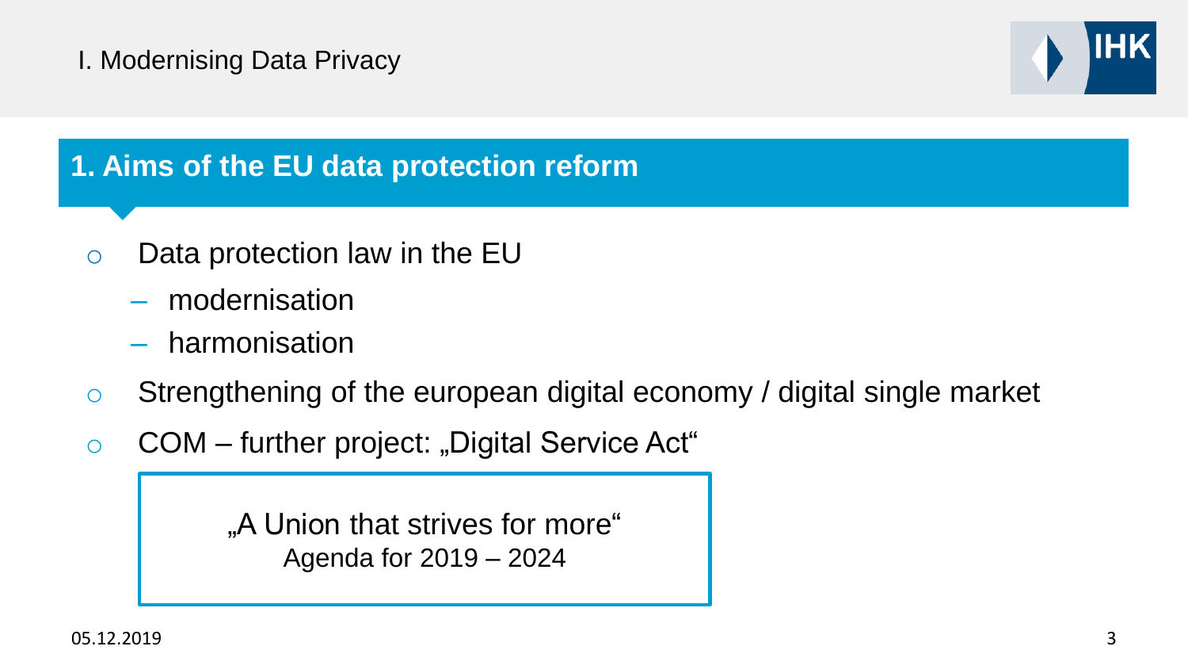## 1. Aims of the EU data protection reform

- Data protection law in the EU
  - modernisation
  - harmonisation
- Strengthening of the european digital economy / digital single market
- COM – further project: „Digital Service Act“

„A Union that strives for more“
Agenda for 2019 – 2024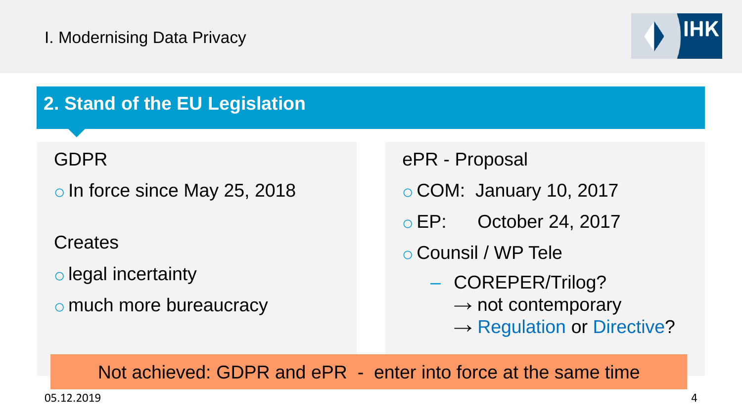## 2. Stand of the EU Legislation

GDPR

- In force since May 25, 2018

Creates

- legal incertainty
- much more bureaucracy

ePR - Proposal

- COM: January 10, 2017
- EP: October 24, 2017
- Counsil / WP Tele
  - COREPER/Trilog?
    → not contemporary
    → Regulation or Directive?

Not achieved: GDPR and ePR - enter into force at the same time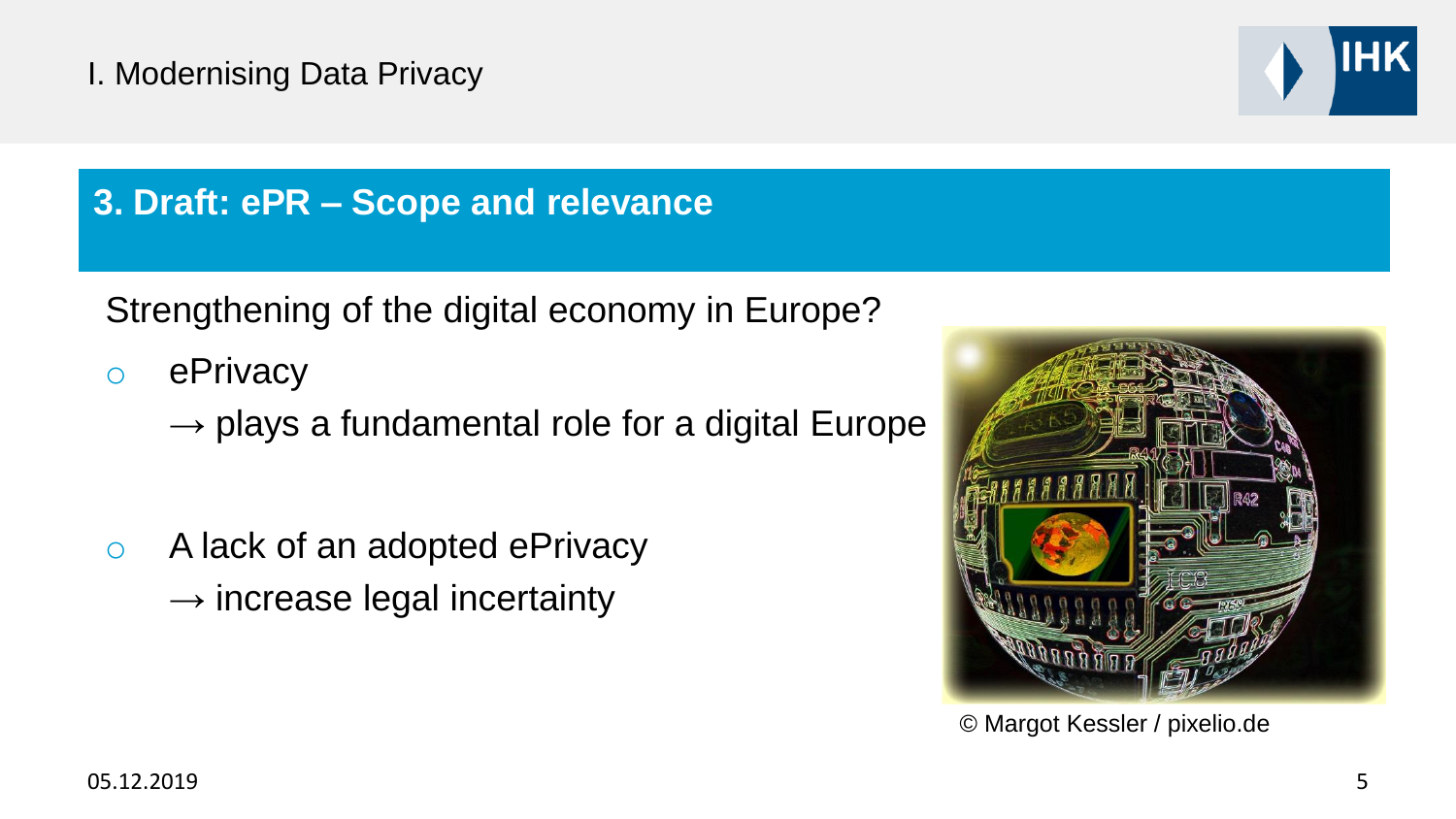## 3. Draft: ePR – Scope and relevance

Strengthening of the digital economy in Europe?

- ePrivacy
  → plays a fundamental role for a digital Europe

- A lack of an adopted ePrivacy
  → increase legal incertainty

© Margot Kessler / pixelio.de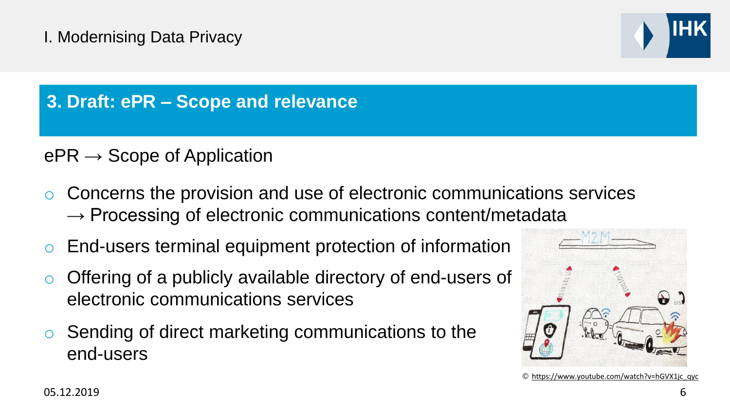## 3. Draft: ePR – Scope and relevance

ePR → Scope of Application

- Concerns the provision and use of electronic communications services
  → Processing of electronic communications content/metadata
- End-users terminal equipment protection of information
- Offering of a publicly available directory of end-users of electronic communications services
- Sending of direct marketing communications to the end-users

© https://www.youtube.com/watch?v=hGVX1jc_qyc

05.12.2019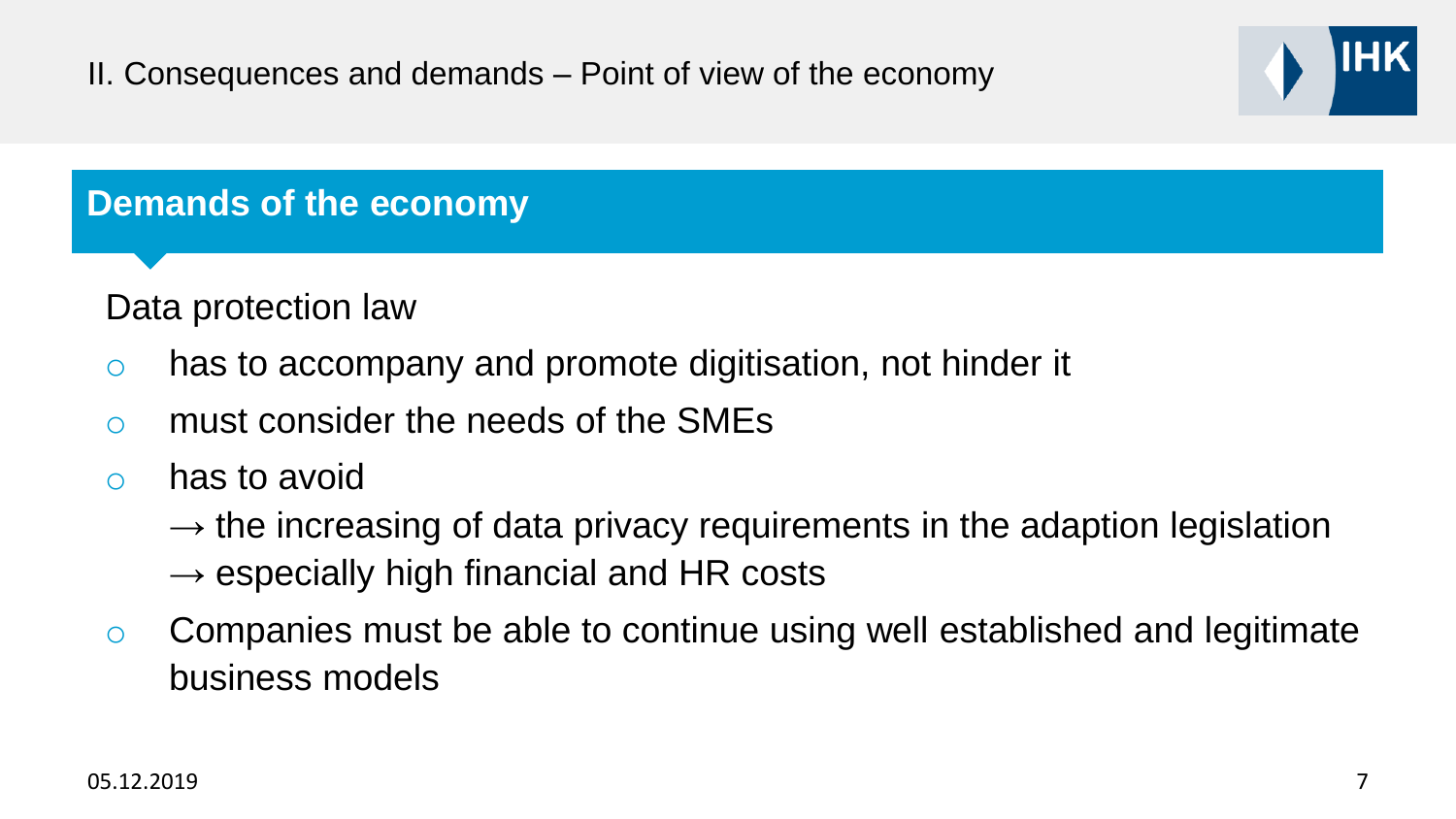## II. Consequences and demands – Point of view of the economy

### Demands of the economy

Data protection law

- has to accompany and promote digitisation, not hinder it
- must consider the needs of the SMEs
- has to avoid
  → the increasing of data privacy requirements in the adaption legislation
  → especially high financial and HR costs
- Companies must be able to continue using well established and legitimate business models

05.12.2019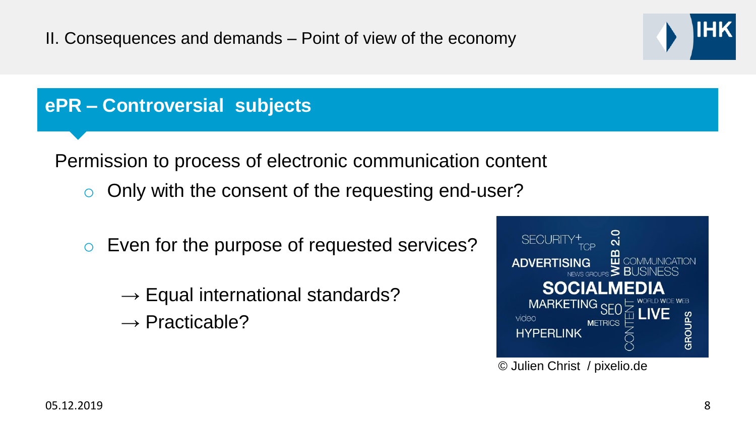II. Consequences and demands – Point of view of the economy

## ePR – Controversial subjects

Permission to process of electronic communication content

- Only with the consent of the requesting end-user?
- Even for the purpose of requested services?

  → Equal international standards?
  → Practicable?

© Julien Christ / pixelio.de

05.12.2019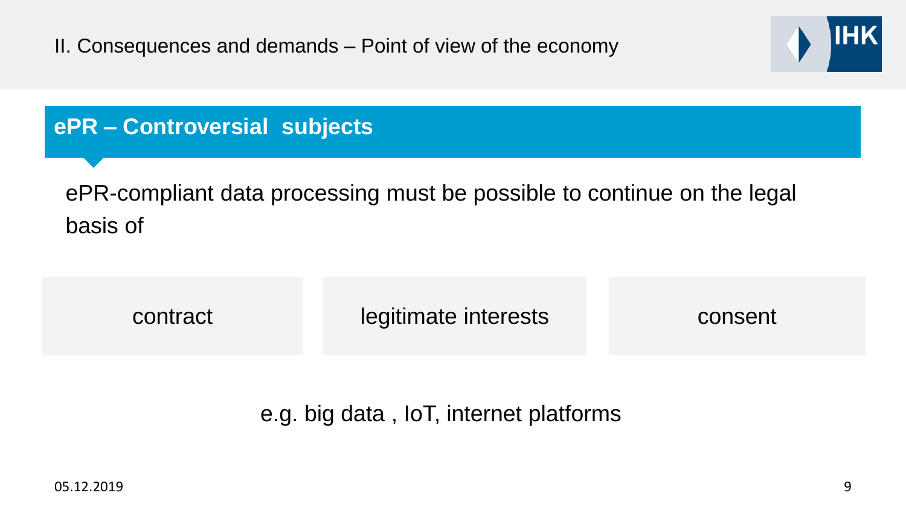II. Consequences and demands – Point of view of the economy

## ePR – Controversial subjects

ePR-compliant data processing must be possible to continue on the legal basis of

- contract
- legitimate interests
- consent

e.g. big data , IoT, internet platforms

05.12.2019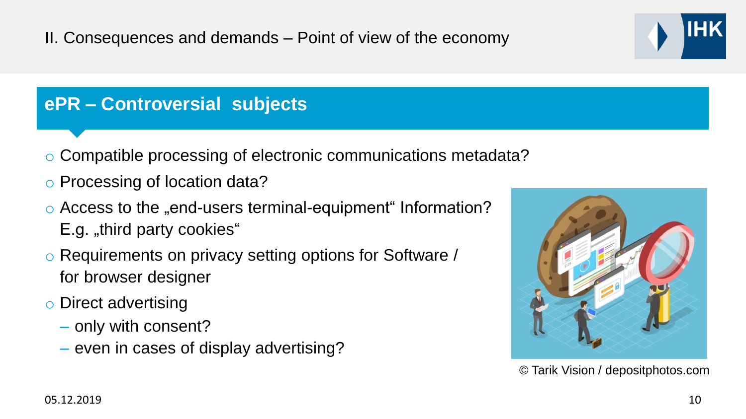II. Consequences and demands – Point of view of the economy

## ePR – Controversial subjects

- Compatible processing of electronic communications metadata?
- Processing of location data?
- Access to the „end-users terminal-equipment" Information? E.g. „third party cookies"
- Requirements on privacy setting options for Software / for browser designer
- Direct advertising
  - only with consent?
  - even in cases of display advertising?

© Tarik Vision / depositphotos.com

05.12.2019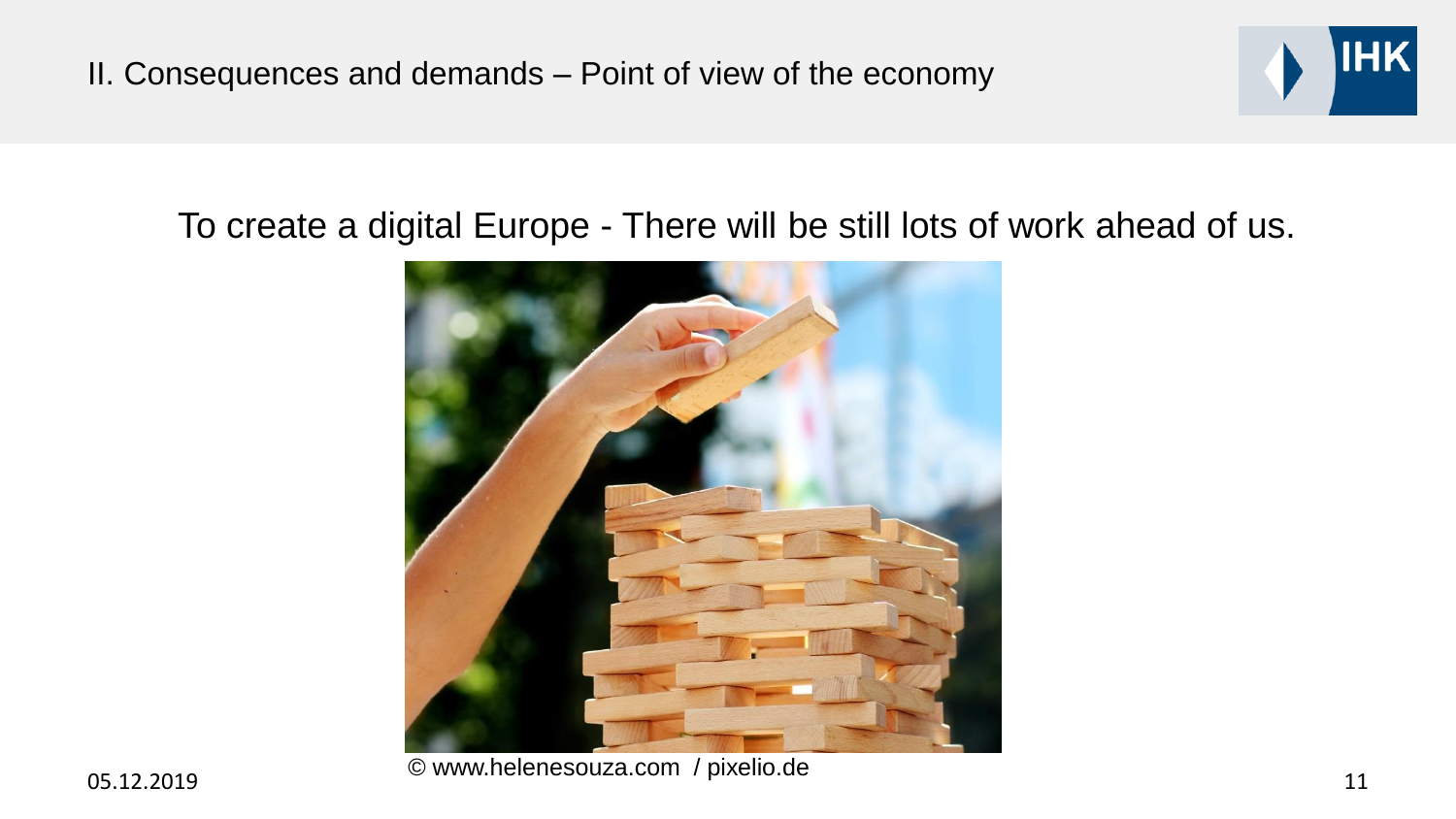## II. Consequences and demands – Point of view of the economy

To create a digital Europe - There will be still lots of work ahead of us.

© www.helenesouza.com / pixelio.de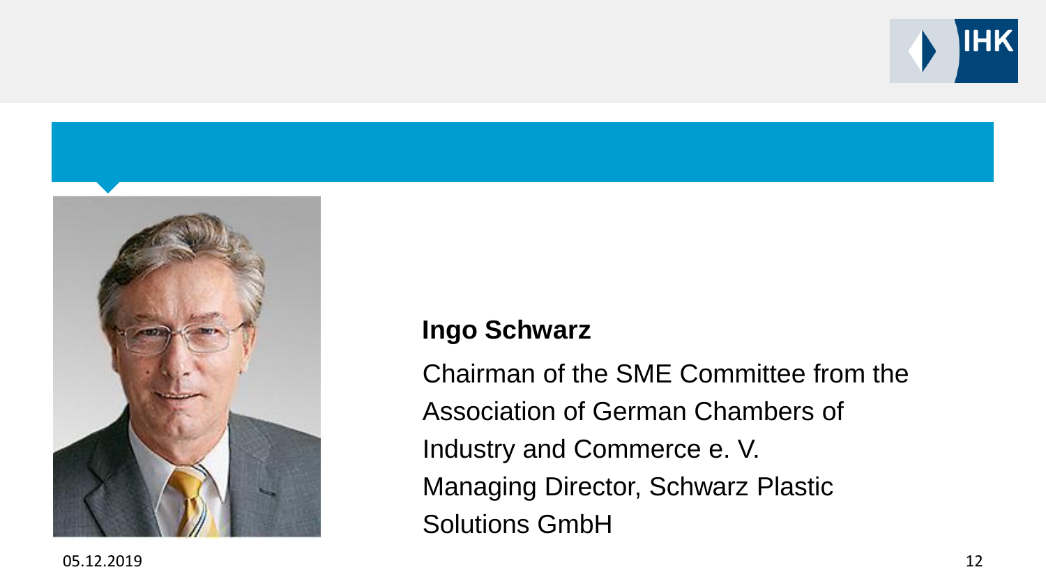**Ingo Schwarz**

Chairman of the SME Committee from the Association of German Chambers of Industry and Commerce e. V.

Managing Director, Schwarz Plastic Solutions GmbH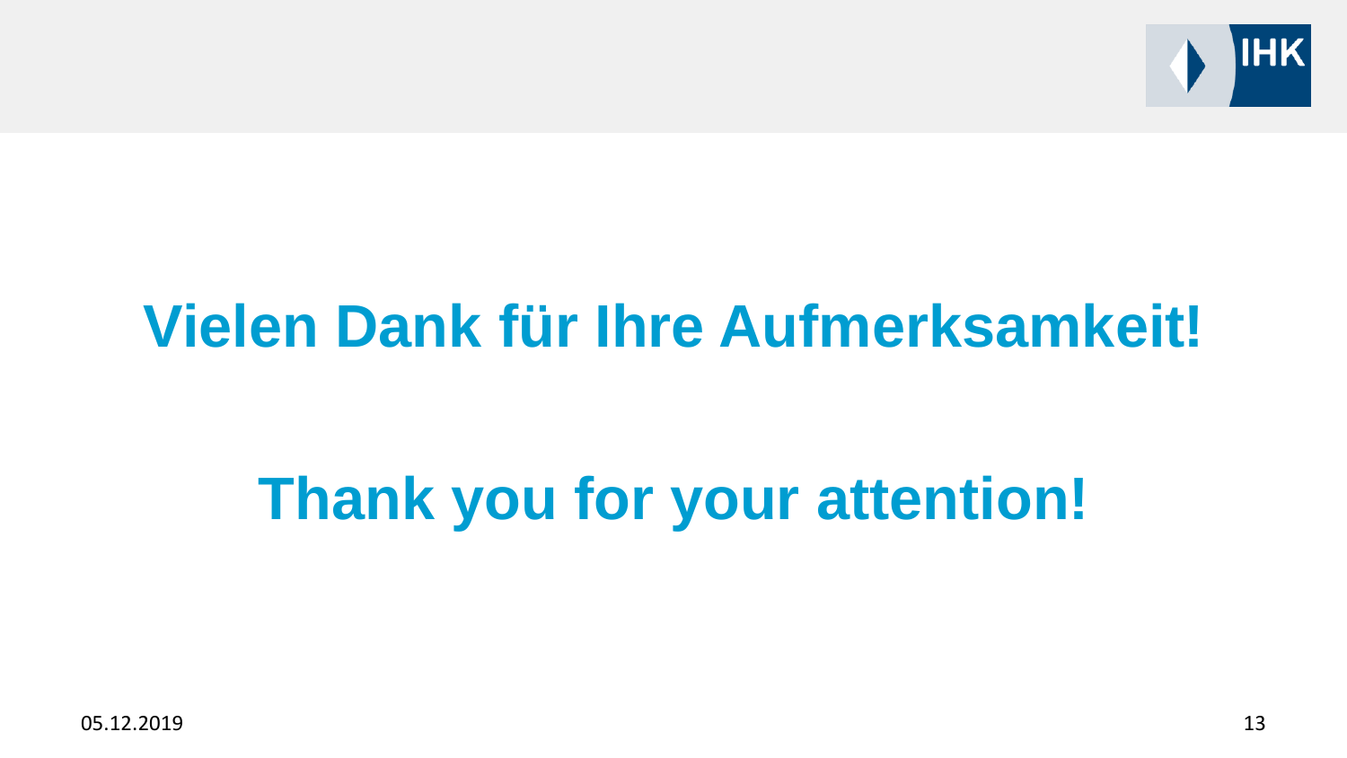# Vielen Dank für Ihre Aufmerksamkeit!

# Thank you for your attention!

05.12.2019